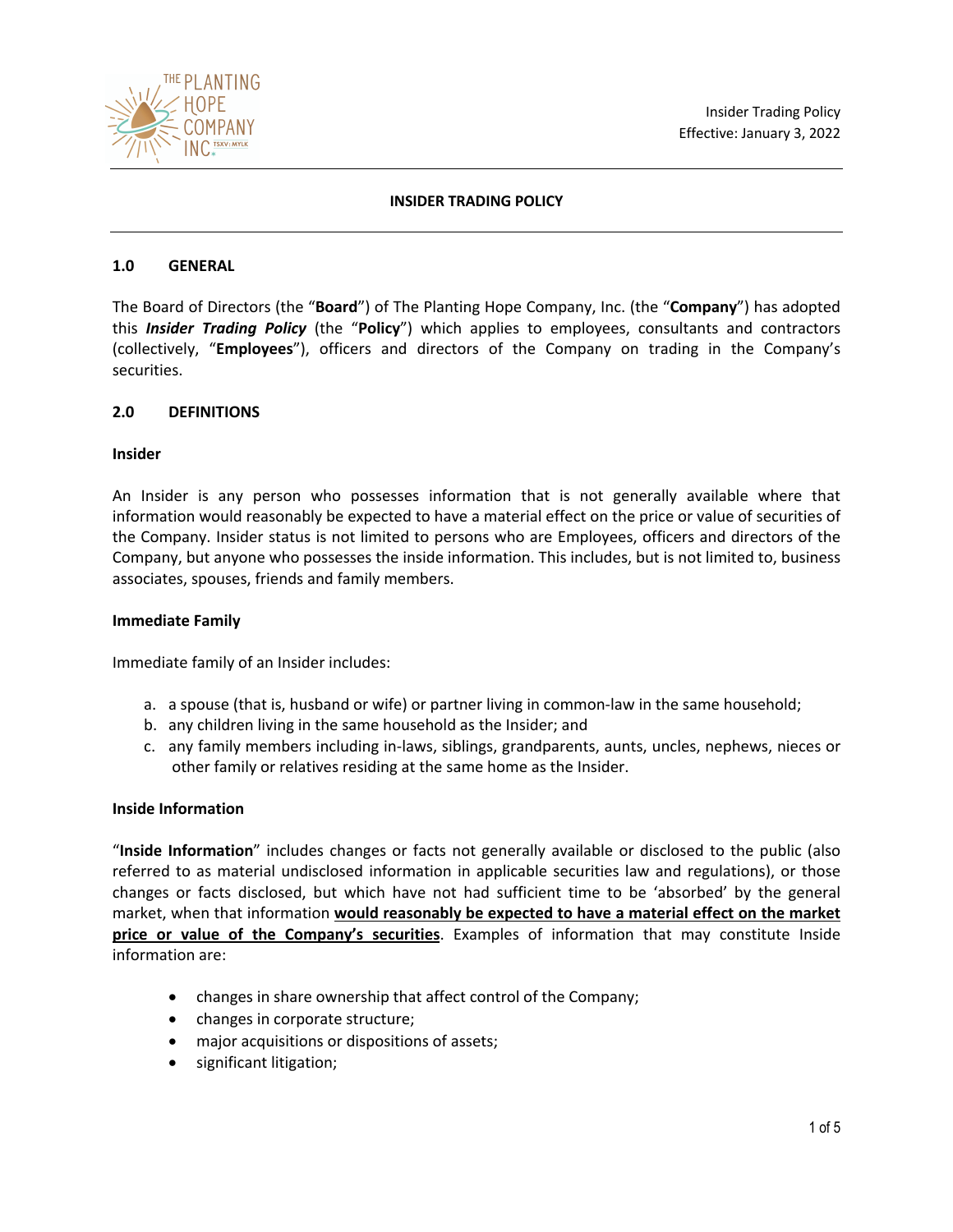Insider Trading Policy
Effective: January 3, 2022

# INSIDER TRADING POLICY

## 1.0 GENERAL

The Board of Directors (the "**Board**") of The Planting Hope Company, Inc. (the "**Company**") has adopted this ***Insider Trading Policy*** (the "**Policy**") which applies to employees, consultants and contractors (collectively, "**Employees**"), officers and directors of the Company on trading in the Company's securities.

## 2.0 DEFINITIONS

### Insider

An Insider is any person who possesses information that is not generally available where that information would reasonably be expected to have a material effect on the price or value of securities of the Company. Insider status is not limited to persons who are Employees, officers and directors of the Company, but anyone who possesses the inside information. This includes, but is not limited to, business associates, spouses, friends and family members.

### Immediate Family

Immediate family of an Insider includes:

a. a spouse (that is, husband or wife) or partner living in common-law in the same household;
b. any children living in the same household as the Insider; and
c. any family members including in-laws, siblings, grandparents, aunts, uncles, nephews, nieces or other family or relatives residing at the same home as the Insider.

### Inside Information

"**Inside Information**" includes changes or facts not generally available or disclosed to the public (also referred to as material undisclosed information in applicable securities law and regulations), or those changes or facts disclosed, but which have not had sufficient time to be 'absorbed' by the general market, when that information **would reasonably be expected to have a material effect on the market price or value of the Company's securities**. Examples of information that may constitute Inside information are:

- changes in share ownership that affect control of the Company;
- changes in corporate structure;
- major acquisitions or dispositions of assets;
- significant litigation;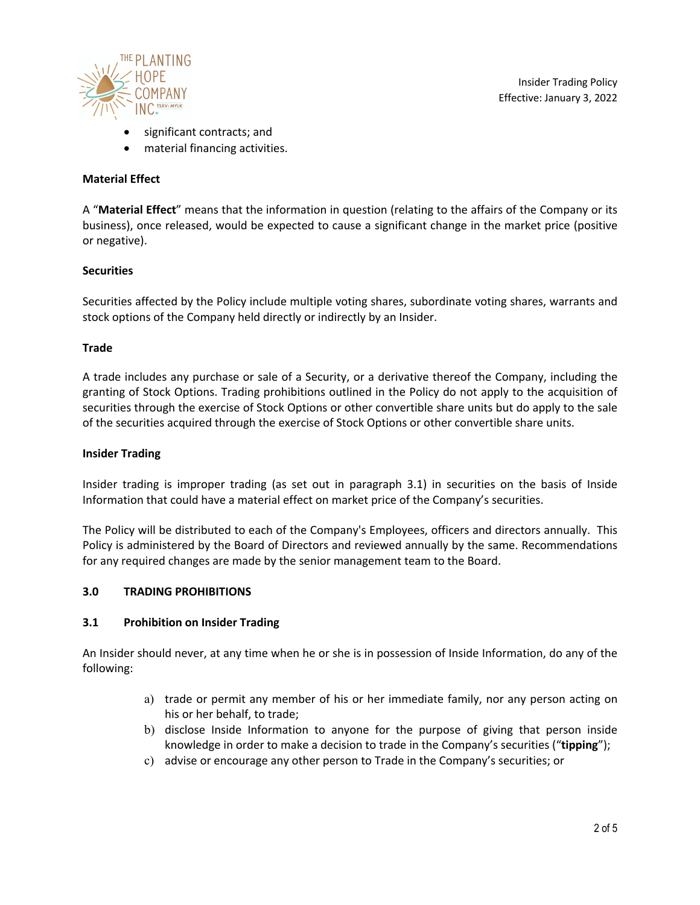- significant contracts; and
- material financing activities.

**Material Effect**

A "**Material Effect**" means that the information in question (relating to the affairs of the Company or its business), once released, would be expected to cause a significant change in the market price (positive or negative).

**Securities**

Securities affected by the Policy include multiple voting shares, subordinate voting shares, warrants and stock options of the Company held directly or indirectly by an Insider.

**Trade**

A trade includes any purchase or sale of a Security, or a derivative thereof the Company, including the granting of Stock Options. Trading prohibitions outlined in the Policy do not apply to the acquisition of securities through the exercise of Stock Options or other convertible share units but do apply to the sale of the securities acquired through the exercise of Stock Options or other convertible share units.

**Insider Trading**

Insider trading is improper trading (as set out in paragraph 3.1) in securities on the basis of Inside Information that could have a material effect on market price of the Company's securities.

The Policy will be distributed to each of the Company's Employees, officers and directors annually. This Policy is administered by the Board of Directors and reviewed annually by the same. Recommendations for any required changes are made by the senior management team to the Board.

## 3.0 TRADING PROHIBITIONS

### 3.1 Prohibition on Insider Trading

An Insider should never, at any time when he or she is in possession of Inside Information, do any of the following:

a) trade or permit any member of his or her immediate family, nor any person acting on his or her behalf, to trade;
b) disclose Inside Information to anyone for the purpose of giving that person inside knowledge in order to make a decision to trade in the Company's securities ("**tipping**");
c) advise or encourage any other person to Trade in the Company's securities; or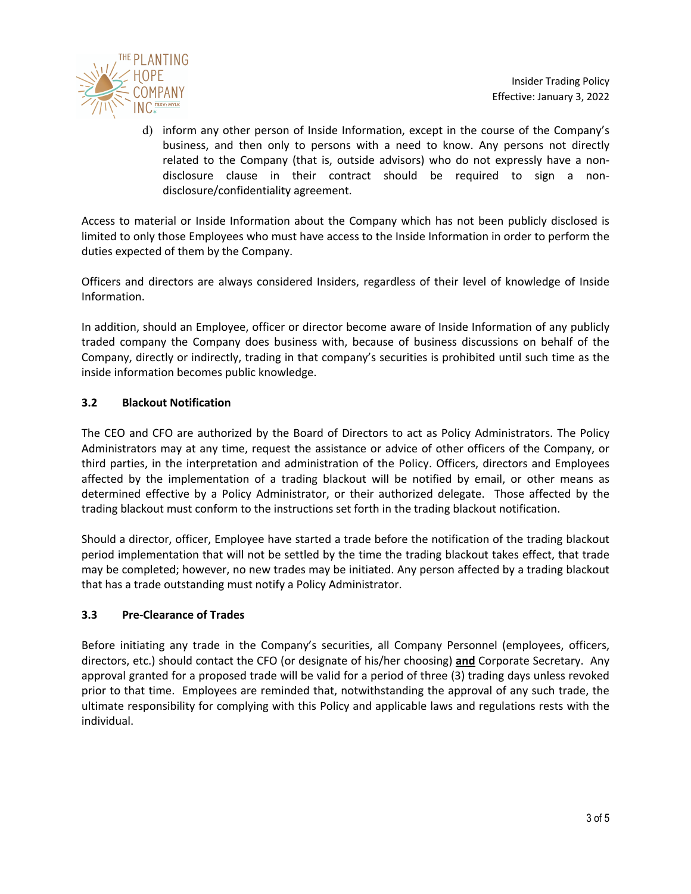d) inform any other person of Inside Information, except in the course of the Company's business, and then only to persons with a need to know. Any persons not directly related to the Company (that is, outside advisors) who do not expressly have a non-disclosure clause in their contract should be required to sign a non-disclosure/confidentiality agreement.

Access to material or Inside Information about the Company which has not been publicly disclosed is limited to only those Employees who must have access to the Inside Information in order to perform the duties expected of them by the Company.

Officers and directors are always considered Insiders, regardless of their level of knowledge of Inside Information.

In addition, should an Employee, officer or director become aware of Inside Information of any publicly traded company the Company does business with, because of business discussions on behalf of the Company, directly or indirectly, trading in that company's securities is prohibited until such time as the inside information becomes public knowledge.

### 3.2 Blackout Notification

The CEO and CFO are authorized by the Board of Directors to act as Policy Administrators. The Policy Administrators may at any time, request the assistance or advice of other officers of the Company, or third parties, in the interpretation and administration of the Policy. Officers, directors and Employees affected by the implementation of a trading blackout will be notified by email, or other means as determined effective by a Policy Administrator, or their authorized delegate. Those affected by the trading blackout must conform to the instructions set forth in the trading blackout notification.

Should a director, officer, Employee have started a trade before the notification of the trading blackout period implementation that will not be settled by the time the trading blackout takes effect, that trade may be completed; however, no new trades may be initiated. Any person affected by a trading blackout that has a trade outstanding must notify a Policy Administrator.

### 3.3 Pre-Clearance of Trades

Before initiating any trade in the Company's securities, all Company Personnel (employees, officers, directors, etc.) should contact the CFO (or designate of his/her choosing) **and** Corporate Secretary. Any approval granted for a proposed trade will be valid for a period of three (3) trading days unless revoked prior to that time. Employees are reminded that, notwithstanding the approval of any such trade, the ultimate responsibility for complying with this Policy and applicable laws and regulations rests with the individual.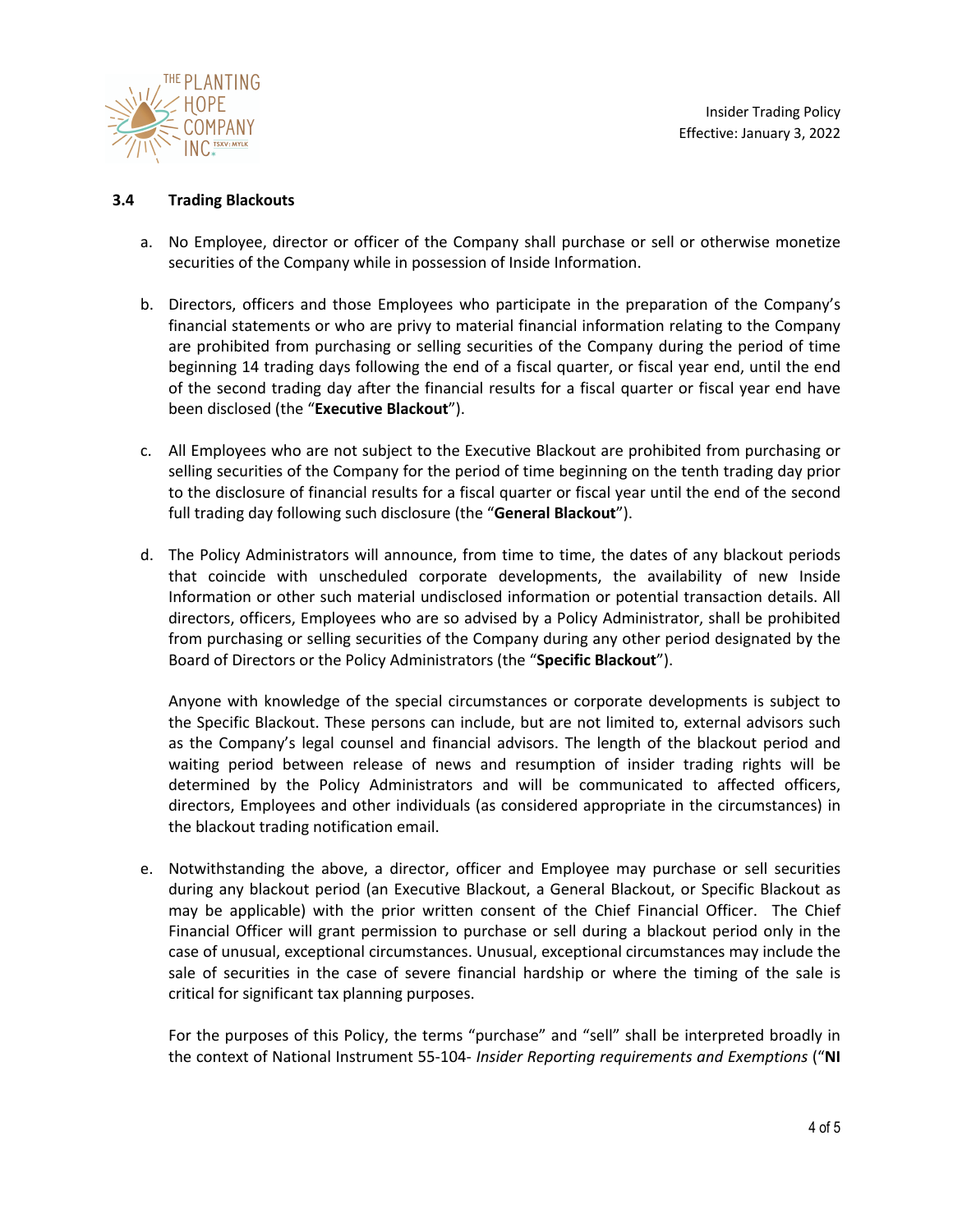### 3.4 Trading Blackouts

a. No Employee, director or officer of the Company shall purchase or sell or otherwise monetize securities of the Company while in possession of Inside Information.

b. Directors, officers and those Employees who participate in the preparation of the Company's financial statements or who are privy to material financial information relating to the Company are prohibited from purchasing or selling securities of the Company during the period of time beginning 14 trading days following the end of a fiscal quarter, or fiscal year end, until the end of the second trading day after the financial results for a fiscal quarter or fiscal year end have been disclosed (the "**Executive Blackout**").

c. All Employees who are not subject to the Executive Blackout are prohibited from purchasing or selling securities of the Company for the period of time beginning on the tenth trading day prior to the disclosure of financial results for a fiscal quarter or fiscal year until the end of the second full trading day following such disclosure (the "**General Blackout**").

d. The Policy Administrators will announce, from time to time, the dates of any blackout periods that coincide with unscheduled corporate developments, the availability of new Inside Information or other such material undisclosed information or potential transaction details. All directors, officers, Employees who are so advised by a Policy Administrator, shall be prohibited from purchasing or selling securities of the Company during any other period designated by the Board of Directors or the Policy Administrators (the "**Specific Blackout**").

   Anyone with knowledge of the special circumstances or corporate developments is subject to the Specific Blackout. These persons can include, but are not limited to, external advisors such as the Company's legal counsel and financial advisors. The length of the blackout period and waiting period between release of news and resumption of insider trading rights will be determined by the Policy Administrators and will be communicated to affected officers, directors, Employees and other individuals (as considered appropriate in the circumstances) in the blackout trading notification email.

e. Notwithstanding the above, a director, officer and Employee may purchase or sell securities during any blackout period (an Executive Blackout, a General Blackout, or Specific Blackout as may be applicable) with the prior written consent of the Chief Financial Officer. The Chief Financial Officer will grant permission to purchase or sell during a blackout period only in the case of unusual, exceptional circumstances. Unusual, exceptional circumstances may include the sale of securities in the case of severe financial hardship or where the timing of the sale is critical for significant tax planning purposes.

   For the purposes of this Policy, the terms "purchase" and "sell" shall be interpreted broadly in the context of National Instrument 55-104- *Insider Reporting requirements and Exemptions* ("**NI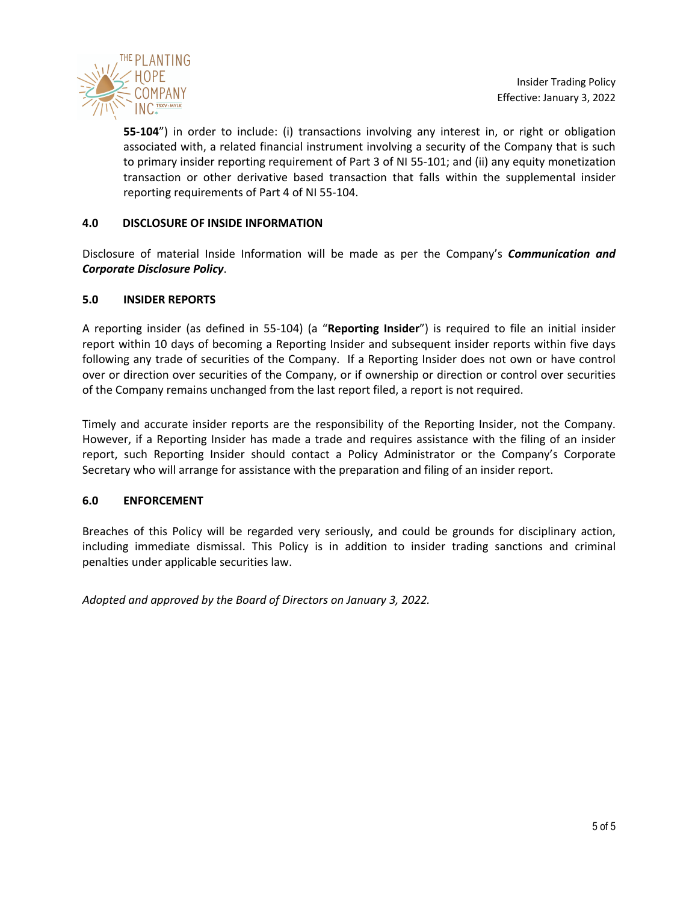**55-104**") in order to include: (i) transactions involving any interest in, or right or obligation associated with, a related financial instrument involving a security of the Company that is such to primary insider reporting requirement of Part 3 of NI 55-101; and (ii) any equity monetization transaction or other derivative based transaction that falls within the supplemental insider reporting requirements of Part 4 of NI 55-104.

## 4.0 DISCLOSURE OF INSIDE INFORMATION

Disclosure of material Inside Information will be made as per the Company's ***Communication and Corporate Disclosure Policy***.

## 5.0 INSIDER REPORTS

A reporting insider (as defined in 55-104) (a "**Reporting Insider**") is required to file an initial insider report within 10 days of becoming a Reporting Insider and subsequent insider reports within five days following any trade of securities of the Company. If a Reporting Insider does not own or have control over or direction over securities of the Company, or if ownership or direction or control over securities of the Company remains unchanged from the last report filed, a report is not required.

Timely and accurate insider reports are the responsibility of the Reporting Insider, not the Company. However, if a Reporting Insider has made a trade and requires assistance with the filing of an insider report, such Reporting Insider should contact a Policy Administrator or the Company's Corporate Secretary who will arrange for assistance with the preparation and filing of an insider report.

## 6.0 ENFORCEMENT

Breaches of this Policy will be regarded very seriously, and could be grounds for disciplinary action, including immediate dismissal. This Policy is in addition to insider trading sanctions and criminal penalties under applicable securities law.

*Adopted and approved by the Board of Directors on January 3, 2022.*